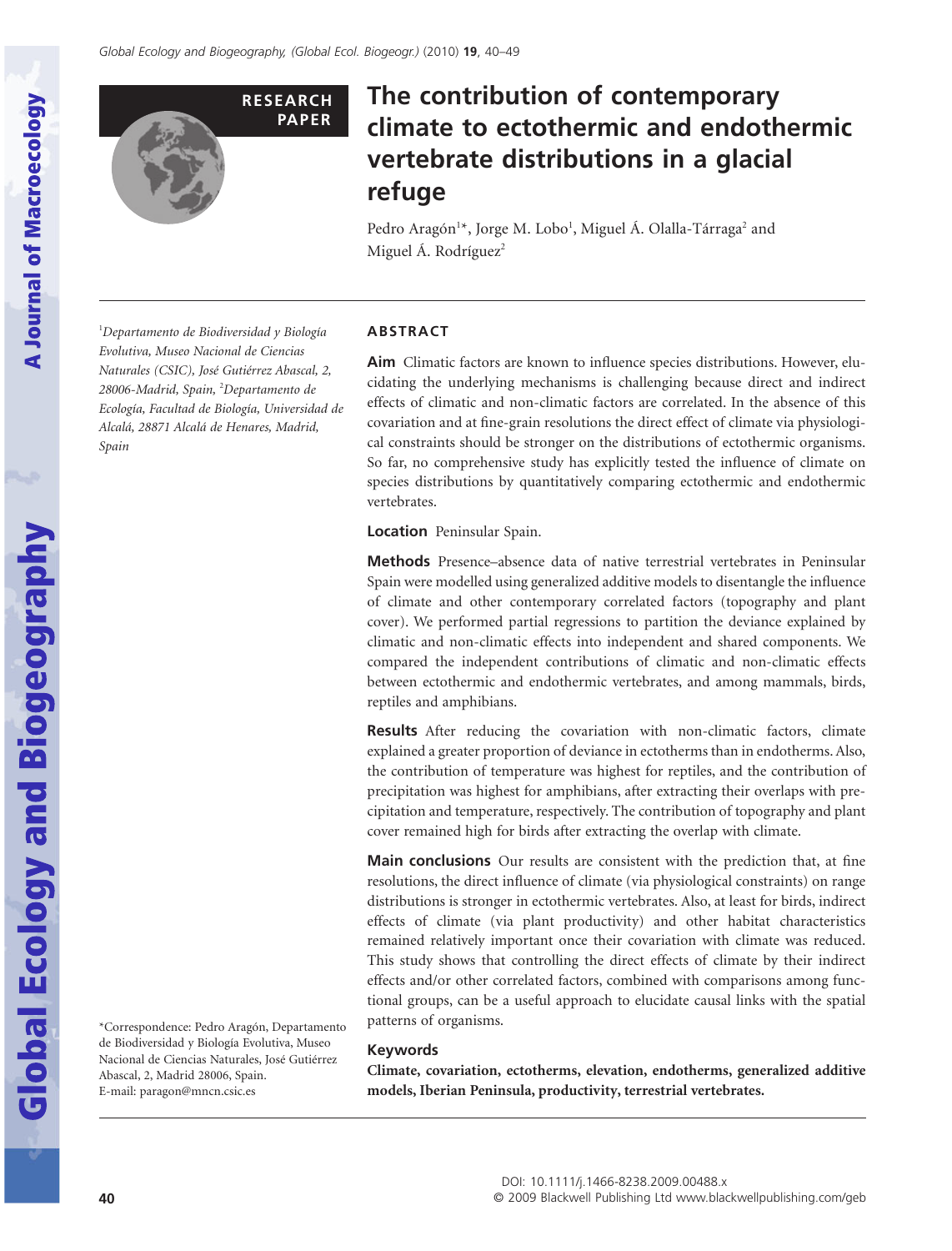RESEARCH PAPER

# The contribution of contemporary climate to ectothermic and endothermic vertebrate distributions in a glacial refuge

Pedro Aragón[1]*, Jorge M. Lobo[1], Miguel Á. Olalla-Tárraga[2] and Miguel Á. Rodríguez[2]

[1]*Departamento de Biodiversidad y Biología Evolutiva, Museo Nacional de Ciencias Naturales (CSIC), José Gutiérrez Abascal, 2, 28006-Madrid, Spain,* [2]*Departamento de Ecología, Facultad de Biología, Universidad de Alcalá, 28871 Alcalá de Henares, Madrid, Spain*

## ABSTRACT

**Aim** Climatic factors are known to influence species distributions. However, elucidating the underlying mechanisms is challenging because direct and indirect effects of climatic and non-climatic factors are correlated. In the absence of this covariation and at fine-grain resolutions the direct effect of climate via physiological constraints should be stronger on the distributions of ectothermic organisms. So far, no comprehensive study has explicitly tested the influence of climate on species distributions by quantitatively comparing ectothermic and endothermic vertebrates.

**Location** Peninsular Spain.

**Methods** Presence–absence data of native terrestrial vertebrates in Peninsular Spain were modelled using generalized additive models to disentangle the influence of climate and other contemporary correlated factors (topography and plant cover). We performed partial regressions to partition the deviance explained by climatic and non-climatic effects into independent and shared components. We compared the independent contributions of climatic and non-climatic effects between ectothermic and endothermic vertebrates, and among mammals, birds, reptiles and amphibians.

**Results** After reducing the covariation with non-climatic factors, climate explained a greater proportion of deviance in ectotherms than in endotherms. Also, the contribution of temperature was highest for reptiles, and the contribution of precipitation was highest for amphibians, after extracting their overlaps with precipitation and temperature, respectively. The contribution of topography and plant cover remained high for birds after extracting the overlap with climate.

**Main conclusions** Our results are consistent with the prediction that, at fine resolutions, the direct influence of climate (via physiological constraints) on range distributions is stronger in ectothermic vertebrates. Also, at least for birds, indirect effects of climate (via plant productivity) and other habitat characteristics remained relatively important once their covariation with climate was reduced. This study shows that controlling the direct effects of climate by their indirect effects and/or other correlated factors, combined with comparisons among functional groups, can be a useful approach to elucidate causal links with the spatial patterns of organisms.

### Keywords

**Climate, covariation, ectotherms, elevation, endotherms, generalized additive models, Iberian Peninsula, productivity, terrestrial vertebrates.**

*Correspondence: Pedro Aragón, Departamento de Biodiversidad y Biología Evolutiva, Museo Nacional de Ciencias Naturales, José Gutiérrez Abascal, 2, Madrid 28006, Spain.
E-mail: paragon@mncn.csic.es

DOI: 10.1111/j.1466-8238.2009.00488.x
© 2009 Blackwell Publishing Ltd www.blackwellpublishing.com/geb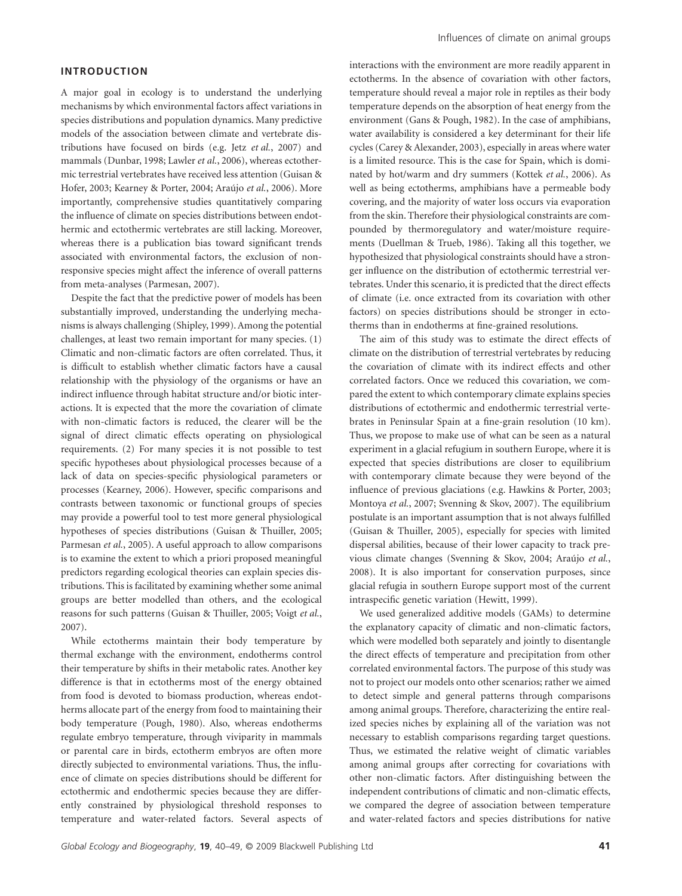## INTRODUCTION

A major goal in ecology is to understand the underlying mechanisms by which environmental factors affect variations in species distributions and population dynamics. Many predictive models of the association between climate and vertebrate distributions have focused on birds (e.g. Jetz *et al.*, 2007) and mammals (Dunbar, 1998; Lawler *et al.*, 2006), whereas ectothermic terrestrial vertebrates have received less attention (Guisan & Hofer, 2003; Kearney & Porter, 2004; Araújo *et al.*, 2006). More importantly, comprehensive studies quantitatively comparing the influence of climate on species distributions between endothermic and ectothermic vertebrates are still lacking. Moreover, whereas there is a publication bias toward significant trends associated with environmental factors, the exclusion of non-responsive species might affect the inference of overall patterns from meta-analyses (Parmesan, 2007).

Despite the fact that the predictive power of models has been substantially improved, understanding the underlying mechanisms is always challenging (Shipley, 1999). Among the potential challenges, at least two remain important for many species. (1) Climatic and non-climatic factors are often correlated. Thus, it is difficult to establish whether climatic factors have a causal relationship with the physiology of the organisms or have an indirect influence through habitat structure and/or biotic interactions. It is expected that the more the covariation of climate with non-climatic factors is reduced, the clearer will be the signal of direct climatic effects operating on physiological requirements. (2) For many species it is not possible to test specific hypotheses about physiological processes because of a lack of data on species-specific physiological parameters or processes (Kearney, 2006). However, specific comparisons and contrasts between taxonomic or functional groups of species may provide a powerful tool to test more general physiological hypotheses of species distributions (Guisan & Thuiller, 2005; Parmesan *et al.*, 2005). A useful approach to allow comparisons is to examine the extent to which a priori proposed meaningful predictors regarding ecological theories can explain species distributions. This is facilitated by examining whether some animal groups are better modelled than others, and the ecological reasons for such patterns (Guisan & Thuiller, 2005; Voigt *et al.*, 2007).

While ectotherms maintain their body temperature by thermal exchange with the environment, endotherms control their temperature by shifts in their metabolic rates. Another key difference is that in ectotherms most of the energy obtained from food is devoted to biomass production, whereas endotherms allocate part of the energy from food to maintaining their body temperature (Pough, 1980). Also, whereas endotherms regulate embryo temperature, through viviparity in mammals or parental care in birds, ectotherm embryos are often more directly subjected to environmental variations. Thus, the influence of climate on species distributions should be different for ectothermic and endothermic species because they are differently constrained by physiological threshold responses to temperature and water-related factors. Several aspects of interactions with the environment are more readily apparent in ectotherms. In the absence of covariation with other factors, temperature should reveal a major role in reptiles as their body temperature depends on the absorption of heat energy from the environment (Gans & Pough, 1982). In the case of amphibians, water availability is considered a key determinant for their life cycles (Carey & Alexander, 2003), especially in areas where water is a limited resource. This is the case for Spain, which is dominated by hot/warm and dry summers (Kottek *et al.*, 2006). As well as being ectotherms, amphibians have a permeable body covering, and the majority of water loss occurs via evaporation from the skin. Therefore their physiological constraints are compounded by thermoregulatory and water/moisture requirements (Duellman & Trueb, 1986). Taking all this together, we hypothesized that physiological constraints should have a stronger influence on the distribution of ectothermic terrestrial vertebrates. Under this scenario, it is predicted that the direct effects of climate (i.e. once extracted from its covariation with other factors) on species distributions should be stronger in ectotherms than in endotherms at fine-grained resolutions.

The aim of this study was to estimate the direct effects of climate on the distribution of terrestrial vertebrates by reducing the covariation of climate with its indirect effects and other correlated factors. Once we reduced this covariation, we compared the extent to which contemporary climate explains species distributions of ectothermic and endothermic terrestrial vertebrates in Peninsular Spain at a fine-grain resolution (10 km). Thus, we propose to make use of what can be seen as a natural experiment in a glacial refugium in southern Europe, where it is expected that species distributions are closer to equilibrium with contemporary climate because they were beyond of the influence of previous glaciations (e.g. Hawkins & Porter, 2003; Montoya *et al.*, 2007; Svenning & Skov, 2007). The equilibrium postulate is an important assumption that is not always fulfilled (Guisan & Thuiller, 2005), especially for species with limited dispersal abilities, because of their lower capacity to track previous climate changes (Svenning & Skov, 2004; Araújo *et al.*, 2008). It is also important for conservation purposes, since glacial refugia in southern Europe support most of the current intraspecific genetic variation (Hewitt, 1999).

We used generalized additive models (GAMs) to determine the explanatory capacity of climatic and non-climatic factors, which were modelled both separately and jointly to disentangle the direct effects of temperature and precipitation from other correlated environmental factors. The purpose of this study was not to project our models onto other scenarios; rather we aimed to detect simple and general patterns through comparisons among animal groups. Therefore, characterizing the entire realized species niches by explaining all of the variation was not necessary to establish comparisons regarding target questions. Thus, we estimated the relative weight of climatic variables among animal groups after correcting for covariations with other non-climatic factors. After distinguishing between the independent contributions of climatic and non-climatic effects, we compared the degree of association between temperature and water-related factors and species distributions for native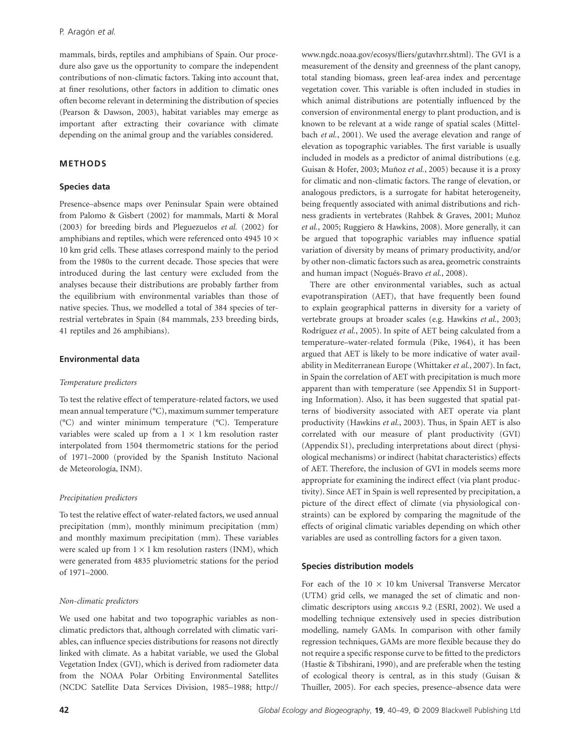mammals, birds, reptiles and amphibians of Spain. Our procedure also gave us the opportunity to compare the independent contributions of non-climatic factors. Taking into account that, at finer resolutions, other factors in addition to climatic ones often become relevant in determining the distribution of species (Pearson & Dawson, 2003), habitat variables may emerge as important after extracting their covariance with climate depending on the animal group and the variables considered.

## METHODS

### Species data

Presence–absence maps over Peninsular Spain were obtained from Palomo & Gisbert (2002) for mammals, Martí & Moral (2003) for breeding birds and Pleguezuelos *et al.* (2002) for amphibians and reptiles, which were referenced onto 4945 $10 \times 10$ km grid cells. These atlases correspond mainly to the period from the 1980s to the current decade. Those species that were introduced during the last century were excluded from the analyses because their distributions are probably farther from the equilibrium with environmental variables than those of native species. Thus, we modelled a total of 384 species of terrestrial vertebrates in Spain (84 mammals, 233 breeding birds, 41 reptiles and 26 amphibians).

### Environmental data

#### *Temperature predictors*

To test the relative effect of temperature-related factors, we used mean annual temperature (°C), maximum summer temperature (°C) and winter minimum temperature (°C). Temperature variables were scaled up from a $1 \times 1$ km resolution raster interpolated from 1504 thermometric stations for the period of 1971–2000 (provided by the Spanish Instituto Nacional de Meteorología, INM).

#### *Precipitation predictors*

To test the relative effect of water-related factors, we used annual precipitation (mm), monthly minimum precipitation (mm) and monthly maximum precipitation (mm). These variables were scaled up from $1 \times 1$ km resolution rasters (INM), which were generated from 4835 pluviometric stations for the period of 1971–2000.

#### *Non-climatic predictors*

We used one habitat and two topographic variables as non-climatic predictors that, although correlated with climatic variables, can influence species distributions for reasons not directly linked with climate. As a habitat variable, we used the Global Vegetation Index (GVI), which is derived from radiometer data from the NOAA Polar Orbiting Environmental Satellites (NCDC Satellite Data Services Division, 1985–1988; http://www.ngdc.noaa.gov/ecosys/fliers/gutavhrr.shtml). The GVI is a measurement of the density and greenness of the plant canopy, total standing biomass, green leaf-area index and percentage vegetation cover. This variable is often included in studies in which animal distributions are potentially influenced by the conversion of environmental energy to plant production, and is known to be relevant at a wide range of spatial scales (Mittelbach *et al.*, 2001). We used the average elevation and range of elevation as topographic variables. The first variable is usually included in models as a predictor of animal distributions (e.g. Guisan & Hofer, 2003; Muñoz *et al.*, 2005) because it is a proxy for climatic and non-climatic factors. The range of elevation, or analogous predictors, is a surrogate for habitat heterogeneity, being frequently associated with animal distributions and richness gradients in vertebrates (Rahbek & Graves, 2001; Muñoz *et al.*, 2005; Ruggiero & Hawkins, 2008). More generally, it can be argued that topographic variables may influence spatial variation of diversity by means of primary productivity, and/or by other non-climatic factors such as area, geometric constraints and human impact (Nogués-Bravo *et al.*, 2008).

There are other environmental variables, such as actual evapotranspiration (AET), that have frequently been found to explain geographical patterns in diversity for a variety of vertebrate groups at broader scales (e.g. Hawkins *et al.*, 2003; Rodríguez *et al.*, 2005). In spite of AET being calculated from a temperature–water-related formula (Pike, 1964), it has been argued that AET is likely to be more indicative of water availability in Mediterranean Europe (Whittaker *et al.*, 2007). In fact, in Spain the correlation of AET with precipitation is much more apparent than with temperature (see Appendix S1 in Supporting Information). Also, it has been suggested that spatial patterns of biodiversity associated with AET operate via plant productivity (Hawkins *et al.*, 2003). Thus, in Spain AET is also correlated with our measure of plant productivity (GVI) (Appendix S1), precluding interpretations about direct (physiological mechanisms) or indirect (habitat characteristics) effects of AET. Therefore, the inclusion of GVI in models seems more appropriate for examining the indirect effect (via plant productivity). Since AET in Spain is well represented by precipitation, a picture of the direct effect of climate (via physiological constraints) can be explored by comparing the magnitude of the effects of original climatic variables depending on which other variables are used as controlling factors for a given taxon.

### Species distribution models

For each of the $10 \times 10$ km Universal Transverse Mercator (UTM) grid cells, we managed the set of climatic and non-climatic descriptors using ARCGIS 9.2 (ESRI, 2002). We used a modelling technique extensively used in species distribution modelling, namely GAMs. In comparison with other family regression techniques, GAMs are more flexible because they do not require a specific response curve to be fitted to the predictors (Hastie & Tibshirani, 1990), and are preferable when the testing of ecological theory is central, as in this study (Guisan & Thuiller, 2005). For each species, presence–absence data were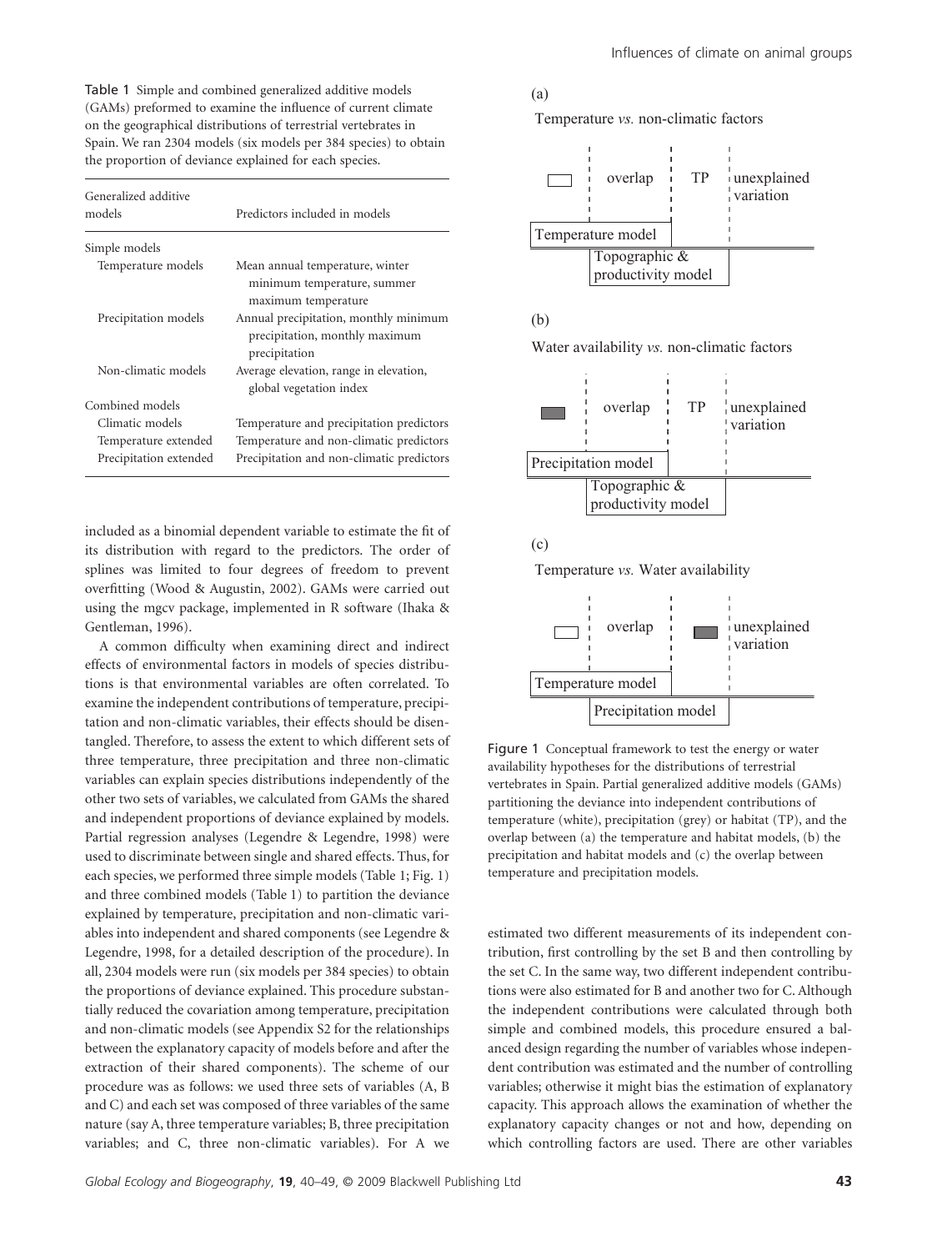Table 1 Simple and combined generalized additive models (GAMs) preformed to examine the influence of current climate on the geographical distributions of terrestrial vertebrates in Spain. We ran 2304 models (six models per 384 species) to obtain the proportion of deviance explained for each species.

| Generalized additive models | Predictors included in models |
|---|---|
| Simple models | |
| Temperature models | Mean annual temperature, winter minimum temperature, summer maximum temperature |
| Precipitation models | Annual precipitation, monthly minimum precipitation, monthly maximum precipitation |
| Non-climatic models | Average elevation, range in elevation, global vegetation index |
| Combined models | |
| Climatic models | Temperature and precipitation predictors |
| Temperature extended | Temperature and non-climatic predictors |
| Precipitation extended | Precipitation and non-climatic predictors |

included as a binomial dependent variable to estimate the fit of its distribution with regard to the predictors. The order of splines was limited to four degrees of freedom to prevent overfitting (Wood & Augustin, 2002). GAMs were carried out using the mgcv package, implemented in R software (Ihaka & Gentleman, 1996).

A common difficulty when examining direct and indirect effects of environmental factors in models of species distributions is that environmental variables are often correlated. To examine the independent contributions of temperature, precipitation and non-climatic variables, their effects should be disentangled. Therefore, to assess the extent to which different sets of three temperature, three precipitation and three non-climatic variables can explain species distributions independently of the other two sets of variables, we calculated from GAMs the shared and independent proportions of deviance explained by models. Partial regression analyses (Legendre & Legendre, 1998) were used to discriminate between single and shared effects. Thus, for each species, we performed three simple models (Table 1; Fig. 1) and three combined models (Table 1) to partition the deviance explained by temperature, precipitation and non-climatic variables into independent and shared components (see Legendre & Legendre, 1998, for a detailed description of the procedure). In all, 2304 models were run (six models per 384 species) to obtain the proportions of deviance explained. This procedure substantially reduced the covariation among temperature, precipitation and non-climatic models (see Appendix S2 for the relationships between the explanatory capacity of models before and after the extraction of their shared components). The scheme of our procedure was as follows: we used three sets of variables (A, B and C) and each set was composed of three variables of the same nature (say A, three temperature variables; B, three precipitation variables; and C, three non-climatic variables). For A we estimated two different measurements of its independent contribution, first controlling by the set B and then controlling by the set C. In the same way, two different independent contributions were also estimated for B and another two for C. Although the independent contributions were calculated through both simple and combined models, this procedure ensured a balanced design regarding the number of variables whose independent contribution was estimated and the number of controlling variables; otherwise it might bias the estimation of explanatory capacity. This approach allows the examination of whether the explanatory capacity changes or not and how, depending on which controlling factors are used. There are other variables

(a)

Temperature *vs.* non-climatic factors

overlap | TP | unexplained variation

Temperature model

Topographic & productivity model

(b)

Water availability *vs.* non-climatic factors

overlap | TP | unexplained variation

Precipitation model

Topographic & productivity model

(c)

Temperature *vs.* Water availability

overlap | unexplained variation

Temperature model

Precipitation model

Figure 1 Conceptual framework to test the energy or water availability hypotheses for the distributions of terrestrial vertebrates in Spain. Partial generalized additive models (GAMs) partitioning the deviance into independent contributions of temperature (white), precipitation (grey) or habitat (TP), and the overlap between (a) the temperature and habitat models, (b) the precipitation and habitat models and (c) the overlap between temperature and precipitation models.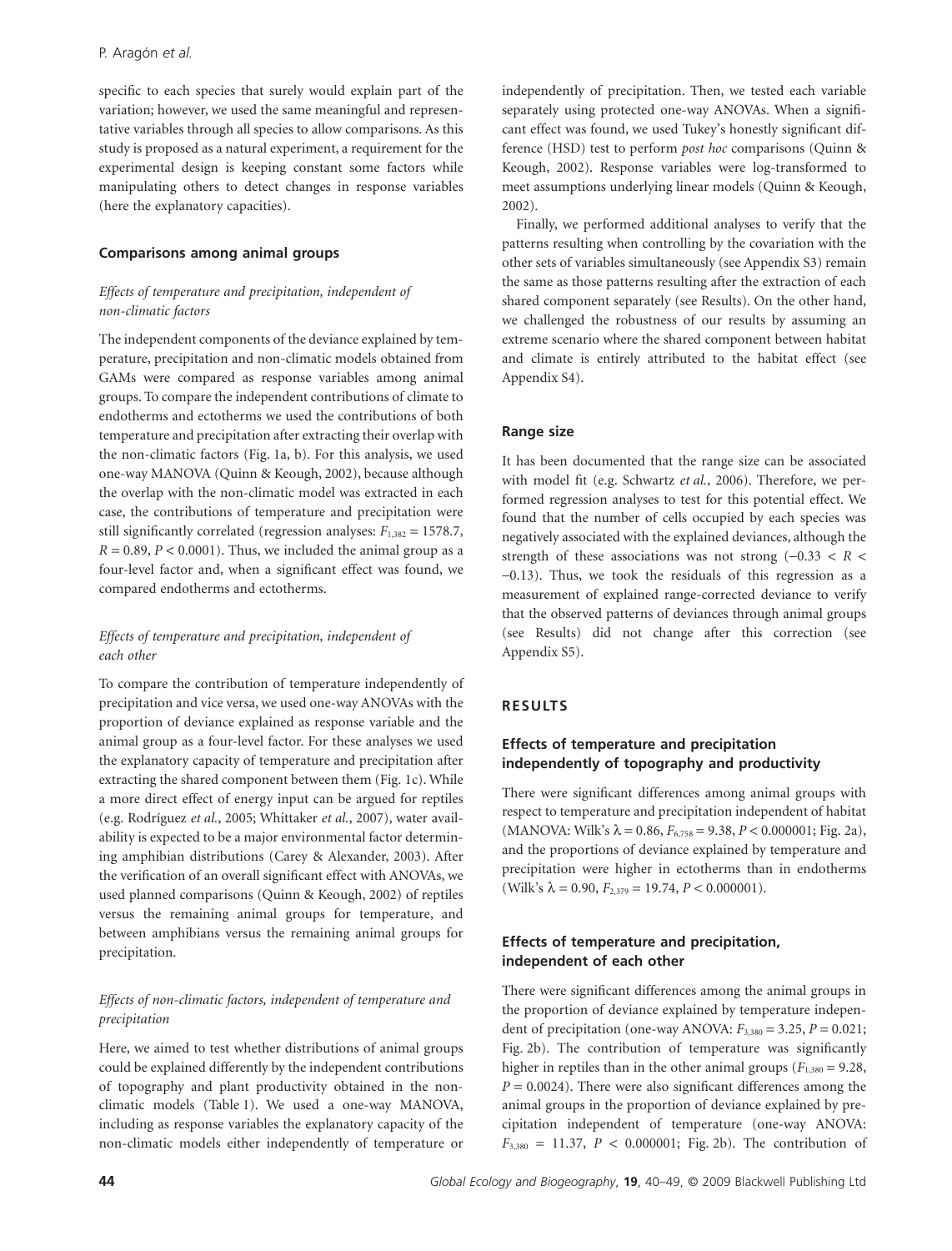specific to each species that surely would explain part of the variation; however, we used the same meaningful and representative variables through all species to allow comparisons. As this study is proposed as a natural experiment, a requirement for the experimental design is keeping constant some factors while manipulating others to detect changes in response variables (here the explanatory capacities).

### Comparisons among animal groups

#### *Effects of temperature and precipitation, independent of non-climatic factors*

The independent components of the deviance explained by temperature, precipitation and non-climatic models obtained from GAMs were compared as response variables among animal groups. To compare the independent contributions of climate to endotherms and ectotherms we used the contributions of both temperature and precipitation after extracting their overlap with the non-climatic factors (Fig. 1a, b). For this analysis, we used one-way MANOVA (Quinn & Keough, 2002), because although the overlap with the non-climatic model was extracted in each case, the contributions of temperature and precipitation were still significantly correlated (regression analyses: $F_{1,382} = 1578.7$, $R = 0.89$, $P < 0.0001$). Thus, we included the animal group as a four-level factor and, when a significant effect was found, we compared endotherms and ectotherms.

#### *Effects of temperature and precipitation, independent of each other*

To compare the contribution of temperature independently of precipitation and vice versa, we used one-way ANOVAs with the proportion of deviance explained as response variable and the animal group as a four-level factor. For these analyses we used the explanatory capacity of temperature and precipitation after extracting the shared component between them (Fig. 1c). While a more direct effect of energy input can be argued for reptiles (e.g. Rodríguez *et al.*, 2005; Whittaker *et al.*, 2007), water availability is expected to be a major environmental factor determining amphibian distributions (Carey & Alexander, 2003). After the verification of an overall significant effect with ANOVAs, we used planned comparisons (Quinn & Keough, 2002) of reptiles versus the remaining animal groups for temperature, and between amphibians versus the remaining animal groups for precipitation.

#### *Effects of non-climatic factors, independent of temperature and precipitation*

Here, we aimed to test whether distributions of animal groups could be explained differently by the independent contributions of topography and plant productivity obtained in the non-climatic models (Table 1). We used a one-way MANOVA, including as response variables the explanatory capacity of the non-climatic models either independently of temperature or independently of precipitation. Then, we tested each variable separately using protected one-way ANOVAs. When a significant effect was found, we used Tukey's honestly significant difference (HSD) test to perform *post hoc* comparisons (Quinn & Keough, 2002). Response variables were log-transformed to meet assumptions underlying linear models (Quinn & Keough, 2002).

Finally, we performed additional analyses to verify that the patterns resulting when controlling by the covariation with the other sets of variables simultaneously (see Appendix S3) remain the same as those patterns resulting after the extraction of each shared component separately (see Results). On the other hand, we challenged the robustness of our results by assuming an extreme scenario where the shared component between habitat and climate is entirely attributed to the habitat effect (see Appendix S4).

### Range size

It has been documented that the range size can be associated with model fit (e.g. Schwartz *et al.*, 2006). Therefore, we performed regression analyses to test for this potential effect. We found that the number of cells occupied by each species was negatively associated with the explained deviances, although the strength of these associations was not strong ($-0.33 < R < -0.13$). Thus, we took the residuals of this regression as a measurement of explained range-corrected deviance to verify that the observed patterns of deviances through animal groups (see Results) did not change after this correction (see Appendix S5).

## RESULTS

### Effects of temperature and precipitation independently of topography and productivity

There were significant differences among animal groups with respect to temperature and precipitation independent of habitat (MANOVA: Wilk's $\lambda = 0.86$, $F_{6,758} = 9.38$, $P < 0.000001$; Fig. 2a), and the proportions of deviance explained by temperature and precipitation were higher in ectotherms than in endotherms (Wilk's $\lambda = 0.90$, $F_{2,379} = 19.74$, $P < 0.000001$).

### Effects of temperature and precipitation, independent of each other

There were significant differences among the animal groups in the proportion of deviance explained by temperature independent of precipitation (one-way ANOVA: $F_{3,380} = 3.25$, $P = 0.021$; Fig. 2b). The contribution of temperature was significantly higher in reptiles than in the other animal groups ($F_{1,380} = 9.28$, $P = 0.0024$). There were also significant differences among the animal groups in the proportion of deviance explained by precipitation independent of temperature (one-way ANOVA: $F_{3,380} = 11.37$, $P < 0.000001$; Fig. 2b). The contribution of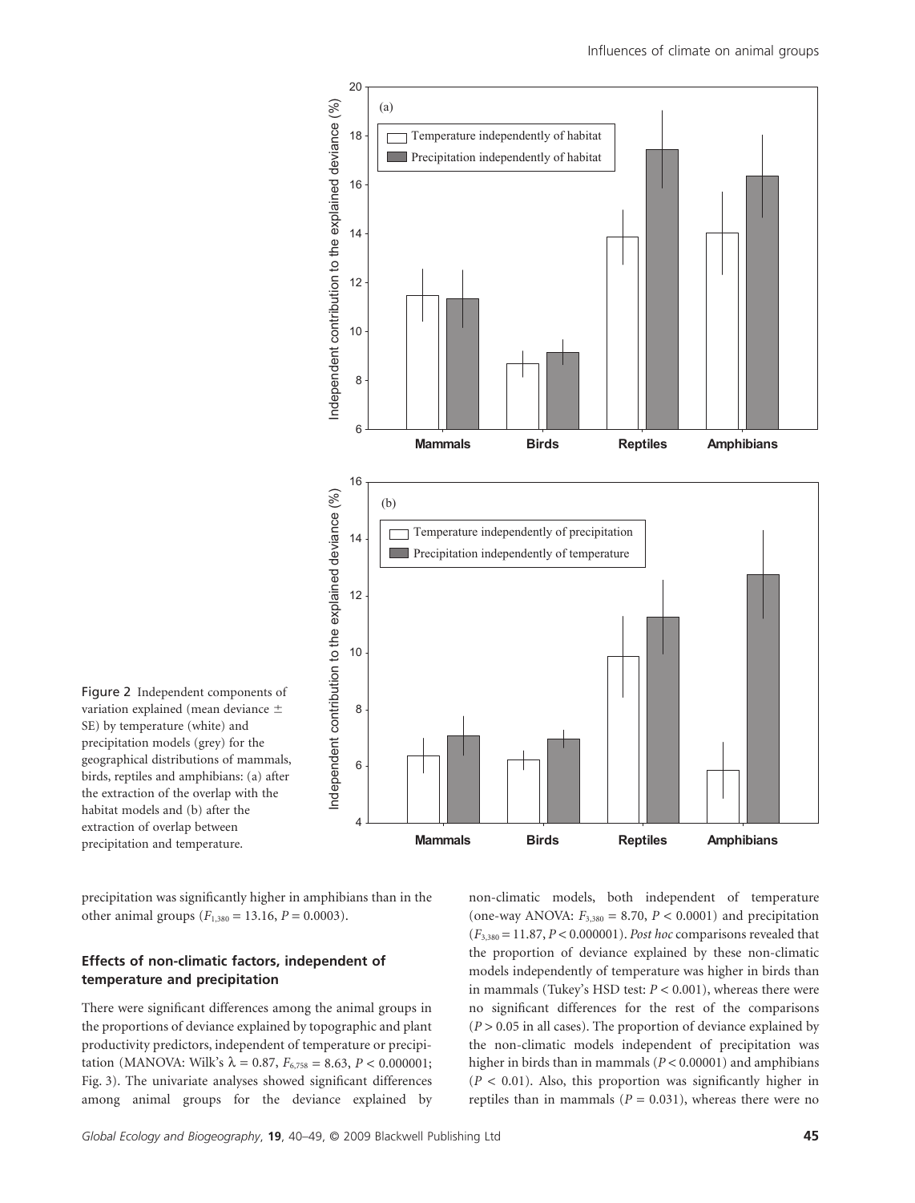Figure 2 Independent components of variation explained (mean deviance ± SE) by temperature (white) and precipitation models (grey) for the geographical distributions of mammals, birds, reptiles and amphibians: (a) after the extraction of the overlap with the habitat models and (b) after the extraction of overlap between precipitation and temperature.

precipitation was significantly higher in amphibians than in the other animal groups ($F_{1,380} = 13.16$, $P = 0.0003$).

### Effects of non-climatic factors, independent of temperature and precipitation

There were significant differences among the animal groups in the proportions of deviance explained by topographic and plant productivity predictors, independent of temperature or precipitation (MANOVA: Wilk's $\lambda = 0.87$, $F_{6,758} = 8.63$, $P < 0.000001$; Fig. 3). The univariate analyses showed significant differences among animal groups for the deviance explained by non-climatic models, both independent of temperature (one-way ANOVA: $F_{3,380} = 8.70$, $P < 0.0001$) and precipitation ($F_{3,380} = 11.87$, $P < 0.000001$). *Post hoc* comparisons revealed that the proportion of deviance explained by these non-climatic models independently of temperature was higher in birds than in mammals (Tukey's HSD test: $P < 0.001$), whereas there were no significant differences for the rest of the comparisons ($P > 0.05$ in all cases). The proportion of deviance explained by the non-climatic models independent of precipitation was higher in birds than in mammals ($P < 0.00001$) and amphibians ($P < 0.01$). Also, this proportion was significantly higher in reptiles than in mammals ($P = 0.031$), whereas there were no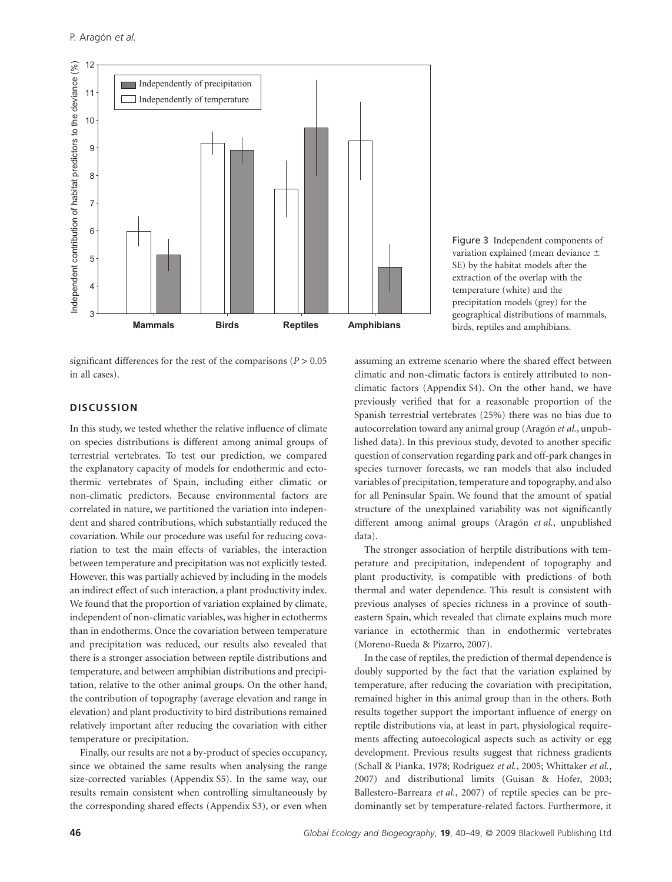Figure 3 Independent components of variation explained (mean deviance ± SE) by the habitat models after the extraction of the overlap with the temperature (white) and the precipitation models (grey) for the geographical distributions of mammals, birds, reptiles and amphibians.

significant differences for the rest of the comparisons ($P > 0.05$ in all cases).

## DISCUSSION

In this study, we tested whether the relative influence of climate on species distributions is different among animal groups of terrestrial vertebrates. To test our prediction, we compared the explanatory capacity of models for endothermic and ectothermic vertebrates of Spain, including either climatic or non-climatic predictors. Because environmental factors are correlated in nature, we partitioned the variation into independent and shared contributions, which substantially reduced the covariation. While our procedure was useful for reducing covariation to test the main effects of variables, the interaction between temperature and precipitation was not explicitly tested. However, this was partially achieved by including in the models an indirect effect of such interaction, a plant productivity index. We found that the proportion of variation explained by climate, independent of non-climatic variables, was higher in ectotherms than in endotherms. Once the covariation between temperature and precipitation was reduced, our results also revealed that there is a stronger association between reptile distributions and temperature, and between amphibian distributions and precipitation, relative to the other animal groups. On the other hand, the contribution of topography (average elevation and range in elevation) and plant productivity to bird distributions remained relatively important after reducing the covariation with either temperature or precipitation.

Finally, our results are not a by-product of species occupancy, since we obtained the same results when analysing the range size-corrected variables (Appendix S5). In the same way, our results remain consistent when controlling simultaneously by the corresponding shared effects (Appendix S3), or even when assuming an extreme scenario where the shared effect between climatic and non-climatic factors is entirely attributed to non-climatic factors (Appendix S4). On the other hand, we have previously verified that for a reasonable proportion of the Spanish terrestrial vertebrates (25%) there was no bias due to autocorrelation toward any animal group (Aragón *et al.*, unpublished data). In this previous study, devoted to another specific question of conservation regarding park and off-park changes in species turnover forecasts, we ran models that also included variables of precipitation, temperature and topography, and also for all Peninsular Spain. We found that the amount of spatial structure of the unexplained variability was not significantly different among animal groups (Aragón *et al.*, unpublished data).

The stronger association of herptile distributions with temperature and precipitation, independent of topography and plant productivity, is compatible with predictions of both thermal and water dependence. This result is consistent with previous analyses of species richness in a province of south-eastern Spain, which revealed that climate explains much more variance in ectothermic than in endothermic vertebrates (Moreno-Rueda & Pizarro, 2007).

In the case of reptiles, the prediction of thermal dependence is doubly supported by the fact that the variation explained by temperature, after reducing the covariation with precipitation, remained higher in this animal group than in the others. Both results together support the important influence of energy on reptile distributions via, at least in part, physiological requirements affecting autoecological aspects such as activity or egg development. Previous results suggest that richness gradients (Schall & Pianka, 1978; Rodríguez *et al.*, 2005; Whittaker *et al.*, 2007) and distributional limits (Guisan & Hofer, 2003; Ballestero-Barreara *et al.*, 2007) of reptile species can be predominantly set by temperature-related factors. Furthermore, it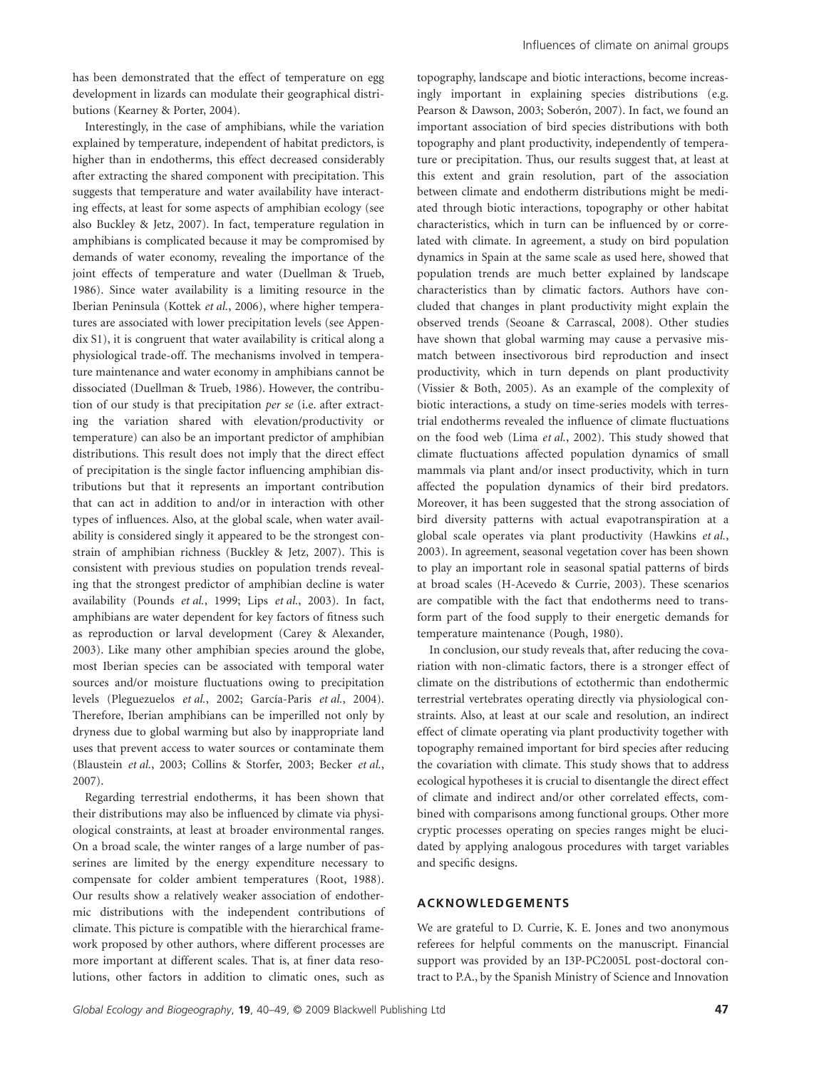has been demonstrated that the effect of temperature on egg development in lizards can modulate their geographical distributions (Kearney & Porter, 2004).

Interestingly, in the case of amphibians, while the variation explained by temperature, independent of habitat predictors, is higher than in endotherms, this effect decreased considerably after extracting the shared component with precipitation. This suggests that temperature and water availability have interacting effects, at least for some aspects of amphibian ecology (see also Buckley & Jetz, 2007). In fact, temperature regulation in amphibians is complicated because it may be compromised by demands of water economy, revealing the importance of the joint effects of temperature and water (Duellman & Trueb, 1986). Since water availability is a limiting resource in the Iberian Peninsula (Kottek *et al.*, 2006), where higher temperatures are associated with lower precipitation levels (see Appendix S1), it is congruent that water availability is critical along a physiological trade-off. The mechanisms involved in temperature maintenance and water economy in amphibians cannot be dissociated (Duellman & Trueb, 1986). However, the contribution of our study is that precipitation *per se* (i.e. after extracting the variation shared with elevation/productivity or temperature) can also be an important predictor of amphibian distributions. This result does not imply that the direct effect of precipitation is the single factor influencing amphibian distributions but that it represents an important contribution that can act in addition to and/or in interaction with other types of influences. Also, at the global scale, when water availability is considered singly it appeared to be the strongest constrain of amphibian richness (Buckley & Jetz, 2007). This is consistent with previous studies on population trends revealing that the strongest predictor of amphibian decline is water availability (Pounds *et al.*, 1999; Lips *et al.*, 2003). In fact, amphibians are water dependent for key factors of fitness such as reproduction or larval development (Carey & Alexander, 2003). Like many other amphibian species around the globe, most Iberian species can be associated with temporal water sources and/or moisture fluctuations owing to precipitation levels (Pleguezuelos *et al.*, 2002; García-Paris *et al.*, 2004). Therefore, Iberian amphibians can be imperilled not only by dryness due to global warming but also by inappropriate land uses that prevent access to water sources or contaminate them (Blaustein *et al.*, 2003; Collins & Storfer, 2003; Becker *et al.*, 2007).

Regarding terrestrial endotherms, it has been shown that their distributions may also be influenced by climate via physiological constraints, at least at broader environmental ranges. On a broad scale, the winter ranges of a large number of passerines are limited by the energy expenditure necessary to compensate for colder ambient temperatures (Root, 1988). Our results show a relatively weaker association of endothermic distributions with the independent contributions of climate. This picture is compatible with the hierarchical framework proposed by other authors, where different processes are more important at different scales. That is, at finer data resolutions, other factors in addition to climatic ones, such as topography, landscape and biotic interactions, become increasingly important in explaining species distributions (e.g. Pearson & Dawson, 2003; Soberón, 2007). In fact, we found an important association of bird species distributions with both topography and plant productivity, independently of temperature or precipitation. Thus, our results suggest that, at least at this extent and grain resolution, part of the association between climate and endotherm distributions might be mediated through biotic interactions, topography or other habitat characteristics, which in turn can be influenced by or correlated with climate. In agreement, a study on bird population dynamics in Spain at the same scale as used here, showed that population trends are much better explained by landscape characteristics than by climatic factors. Authors have concluded that changes in plant productivity might explain the observed trends (Seoane & Carrascal, 2008). Other studies have shown that global warming may cause a pervasive mismatch between insectivorous bird reproduction and insect productivity, which in turn depends on plant productivity (Vissier & Both, 2005). As an example of the complexity of biotic interactions, a study on time-series models with terrestrial endotherms revealed the influence of climate fluctuations on the food web (Lima *et al.*, 2002). This study showed that climate fluctuations affected population dynamics of small mammals via plant and/or insect productivity, which in turn affected the population dynamics of their bird predators. Moreover, it has been suggested that the strong association of bird diversity patterns with actual evapotranspiration at a global scale operates via plant productivity (Hawkins *et al.*, 2003). In agreement, seasonal vegetation cover has been shown to play an important role in seasonal spatial patterns of birds at broad scales (H-Acevedo & Currie, 2003). These scenarios are compatible with the fact that endotherms need to transform part of the food supply to their energetic demands for temperature maintenance (Pough, 1980).

In conclusion, our study reveals that, after reducing the covariation with non-climatic factors, there is a stronger effect of climate on the distributions of ectothermic than endothermic terrestrial vertebrates operating directly via physiological constraints. Also, at least at our scale and resolution, an indirect effect of climate operating via plant productivity together with topography remained important for bird species after reducing the covariation with climate. This study shows that to address ecological hypotheses it is crucial to disentangle the direct effect of climate and indirect and/or other correlated effects, combined with comparisons among functional groups. Other more cryptic processes operating on species ranges might be elucidated by applying analogous procedures with target variables and specific designs.

## ACKNOWLEDGEMENTS

We are grateful to D. Currie, K. E. Jones and two anonymous referees for helpful comments on the manuscript. Financial support was provided by an I3P-PC2005L post-doctoral contract to P.A., by the Spanish Ministry of Science and Innovation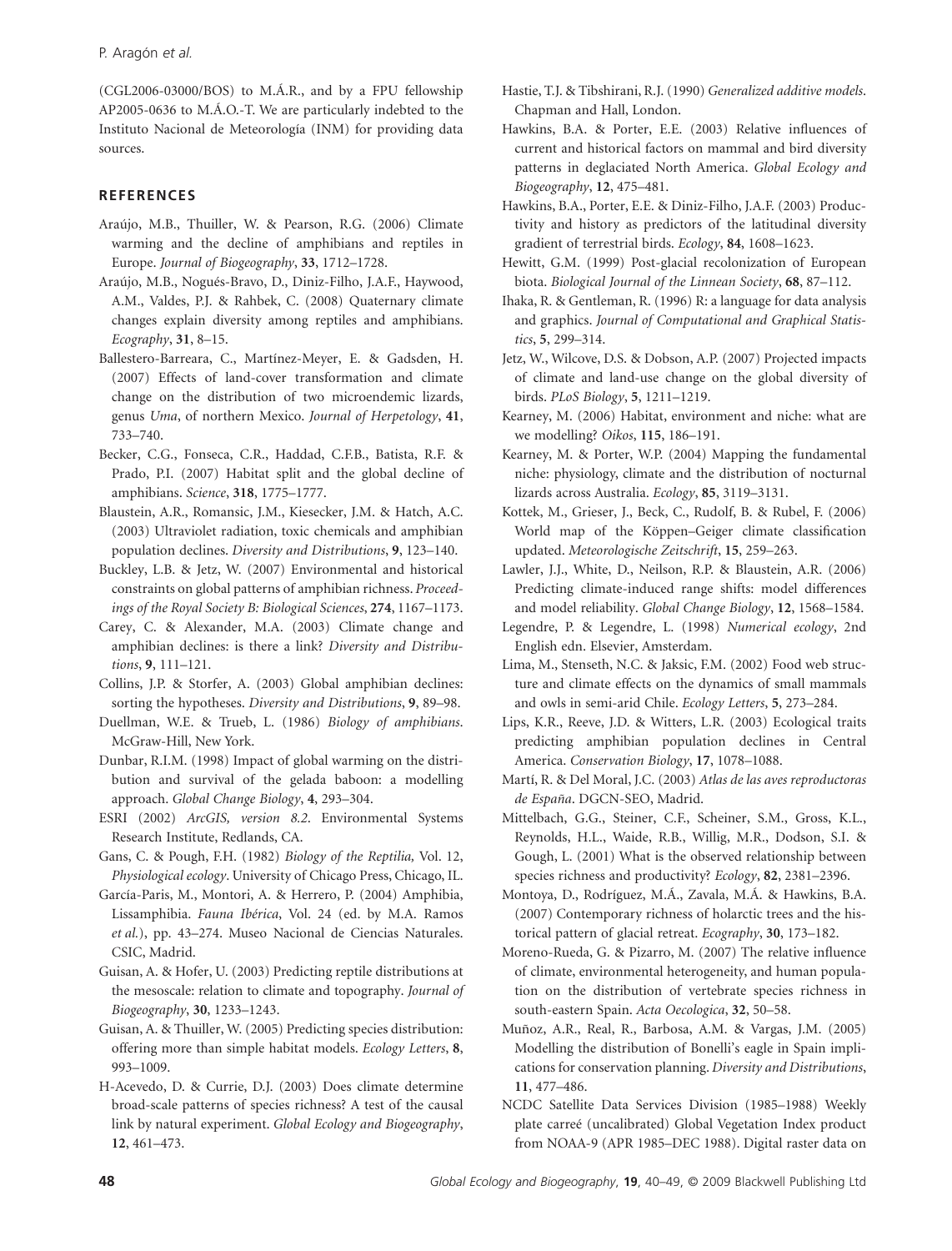(CGL2006-03000/BOS) to M.Á.R., and by a FPU fellowship AP2005-0636 to M.Á.O.-T. We are particularly indebted to the Instituto Nacional de Meteorología (INM) for providing data sources.

## REFERENCES

Araújo, M.B., Thuiller, W. & Pearson, R.G. (2006) Climate warming and the decline of amphibians and reptiles in Europe. *Journal of Biogeography*, **33**, 1712–1728.

Araújo, M.B., Nogués-Bravo, D., Diniz-Filho, J.A.F., Haywood, A.M., Valdes, P.J. & Rahbek, C. (2008) Quaternary climate changes explain diversity among reptiles and amphibians. *Ecography*, **31**, 8–15.

Ballestero-Barreara, C., Martínez-Meyer, E. & Gadsden, H. (2007) Effects of land-cover transformation and climate change on the distribution of two microendemic lizards, genus *Uma*, of northern Mexico. *Journal of Herpetology*, **41**, 733–740.

Becker, C.G., Fonseca, C.R., Haddad, C.F.B., Batista, R.F. & Prado, P.I. (2007) Habitat split and the global decline of amphibians. *Science*, **318**, 1775–1777.

Blaustein, A.R., Romansic, J.M., Kiesecker, J.M. & Hatch, A.C. (2003) Ultraviolet radiation, toxic chemicals and amphibian population declines. *Diversity and Distributions*, **9**, 123–140.

Buckley, L.B. & Jetz, W. (2007) Environmental and historical constraints on global patterns of amphibian richness. *Proceedings of the Royal Society B: Biological Sciences*, **274**, 1167–1173.

Carey, C. & Alexander, M.A. (2003) Climate change and amphibian declines: is there a link? *Diversity and Distributions*, **9**, 111–121.

Collins, J.P. & Storfer, A. (2003) Global amphibian declines: sorting the hypotheses. *Diversity and Distributions*, **9**, 89–98.

Duellman, W.E. & Trueb, L. (1986) *Biology of amphibians*. McGraw-Hill, New York.

Dunbar, R.I.M. (1998) Impact of global warming on the distribution and survival of the gelada baboon: a modelling approach. *Global Change Biology*, **4**, 293–304.

ESRI (2002) *ArcGIS, version 8.2*. Environmental Systems Research Institute, Redlands, CA.

Gans, C. & Pough, F.H. (1982) *Biology of the Reptilia,* Vol. 12, *Physiological ecology*. University of Chicago Press, Chicago, IL.

García-Paris, M., Montori, A. & Herrero, P. (2004) Amphibia, Lissamphibia. *Fauna Ibérica*, Vol. 24 (ed. by M.A. Ramos *et al.*), pp. 43–274. Museo Nacional de Ciencias Naturales. CSIC, Madrid.

Guisan, A. & Hofer, U. (2003) Predicting reptile distributions at the mesoscale: relation to climate and topography. *Journal of Biogeography*, **30**, 1233–1243.

Guisan, A. & Thuiller, W. (2005) Predicting species distribution: offering more than simple habitat models. *Ecology Letters*, **8**, 993–1009.

H-Acevedo, D. & Currie, D.J. (2003) Does climate determine broad-scale patterns of species richness? A test of the causal link by natural experiment. *Global Ecology and Biogeography*, **12**, 461–473.

Hastie, T.J. & Tibshirani, R.J. (1990) *Generalized additive models*. Chapman and Hall, London.

Hawkins, B.A. & Porter, E.E. (2003) Relative influences of current and historical factors on mammal and bird diversity patterns in deglaciated North America. *Global Ecology and Biogeography*, **12**, 475–481.

Hawkins, B.A., Porter, E.E. & Diniz-Filho, J.A.F. (2003) Productivity and history as predictors of the latitudinal diversity gradient of terrestrial birds. *Ecology*, **84**, 1608–1623.

Hewitt, G.M. (1999) Post-glacial recolonization of European biota. *Biological Journal of the Linnean Society*, **68**, 87–112.

Ihaka, R. & Gentleman, R. (1996) R: a language for data analysis and graphics. *Journal of Computational and Graphical Statistics*, **5**, 299–314.

Jetz, W., Wilcove, D.S. & Dobson, A.P. (2007) Projected impacts of climate and land-use change on the global diversity of birds. *PLoS Biology*, **5**, 1211–1219.

Kearney, M. (2006) Habitat, environment and niche: what are we modelling? *Oikos*, **115**, 186–191.

Kearney, M. & Porter, W.P. (2004) Mapping the fundamental niche: physiology, climate and the distribution of nocturnal lizards across Australia. *Ecology*, **85**, 3119–3131.

Kottek, M., Grieser, J., Beck, C., Rudolf, B. & Rubel, F. (2006) World map of the Köppen–Geiger climate classification updated. *Meteorologische Zeitschrift*, **15**, 259–263.

Lawler, J.J., White, D., Neilson, R.P. & Blaustein, A.R. (2006) Predicting climate-induced range shifts: model differences and model reliability. *Global Change Biology*, **12**, 1568–1584.

Legendre, P. & Legendre, L. (1998) *Numerical ecology*, 2nd English edn. Elsevier, Amsterdam.

Lima, M., Stenseth, N.C. & Jaksic, F.M. (2002) Food web structure and climate effects on the dynamics of small mammals and owls in semi-arid Chile. *Ecology Letters*, **5**, 273–284.

Lips, K.R., Reeve, J.D. & Witters, L.R. (2003) Ecological traits predicting amphibian population declines in Central America. *Conservation Biology*, **17**, 1078–1088.

Martí, R. & Del Moral, J.C. (2003) *Atlas de las aves reproductoras de España*. DGCN-SEO, Madrid.

Mittelbach, G.G., Steiner, C.F., Scheiner, S.M., Gross, K.L., Reynolds, H.L., Waide, R.B., Willig, M.R., Dodson, S.I. & Gough, L. (2001) What is the observed relationship between species richness and productivity? *Ecology*, **82**, 2381–2396.

Montoya, D., Rodríguez, M.Á., Zavala, M.Á. & Hawkins, B.A. (2007) Contemporary richness of holarctic trees and the historical pattern of glacial retreat. *Ecography*, **30**, 173–182.

Moreno-Rueda, G. & Pizarro, M. (2007) The relative influence of climate, environmental heterogeneity, and human population on the distribution of vertebrate species richness in south-eastern Spain. *Acta Oecologica*, **32**, 50–58.

Muñoz, A.R., Real, R., Barbosa, A.M. & Vargas, J.M. (2005) Modelling the distribution of Bonelli's eagle in Spain implications for conservation planning. *Diversity and Distributions*, **11**, 477–486.

NCDC Satellite Data Services Division (1985–1988) Weekly plate carreé (uncalibrated) Global Vegetation Index product from NOAA-9 (APR 1985–DEC 1988). Digital raster data on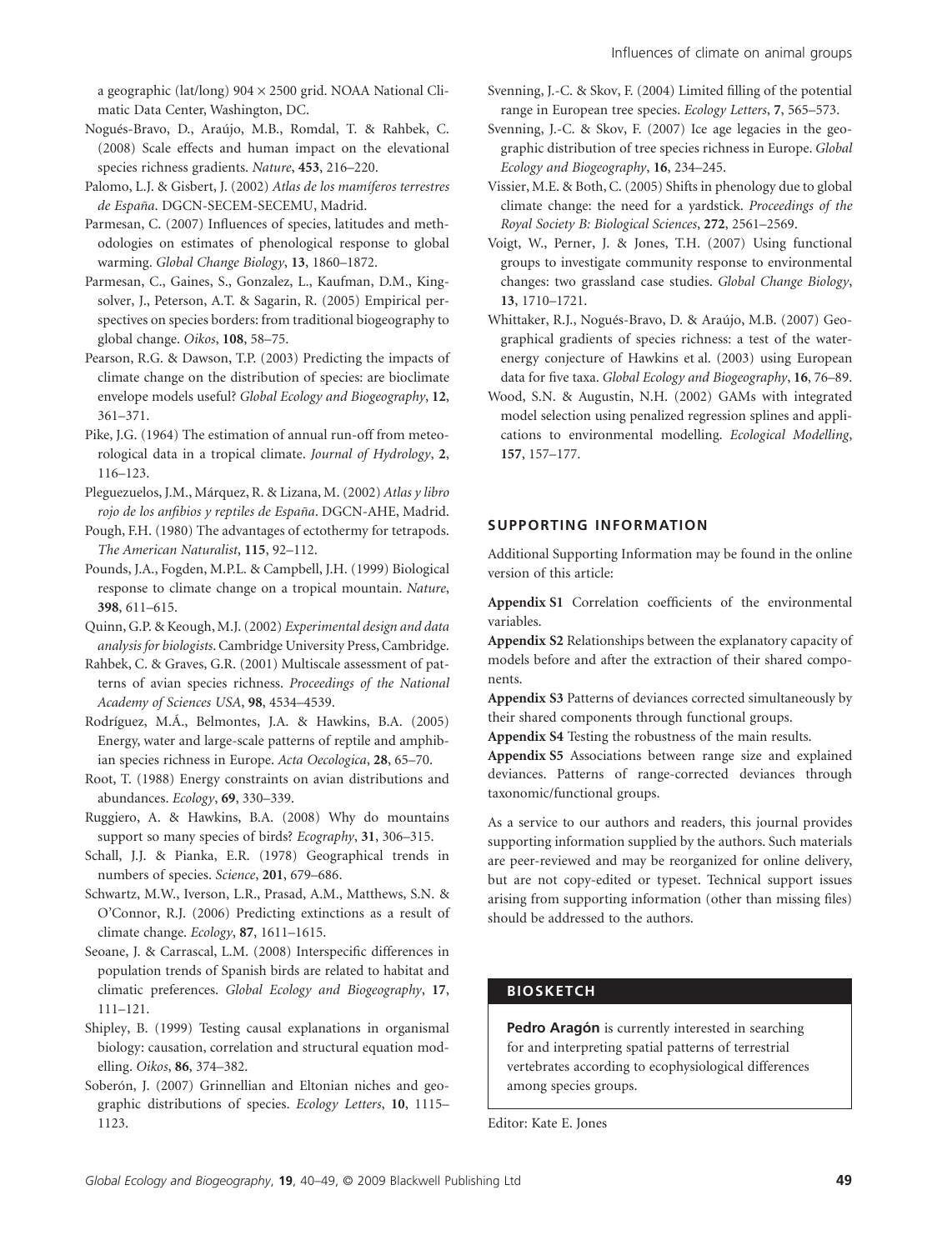a geographic (lat/long) 904 × 2500 grid. NOAA National Climatic Data Center, Washington, DC.

Nogués-Bravo, D., Araújo, M.B., Romdal, T. & Rahbek, C. (2008) Scale effects and human impact on the elevational species richness gradients. *Nature*, **453**, 216–220.

Palomo, L.J. & Gisbert, J. (2002) *Atlas de los mamíferos terrestres de España*. DGCN-SECEM-SECEMU, Madrid.

Parmesan, C. (2007) Influences of species, latitudes and methodologies on estimates of phenological response to global warming. *Global Change Biology*, **13**, 1860–1872.

Parmesan, C., Gaines, S., Gonzalez, L., Kaufman, D.M., Kingsolver, J., Peterson, A.T. & Sagarin, R. (2005) Empirical perspectives on species borders: from traditional biogeography to global change. *Oikos*, **108**, 58–75.

Pearson, R.G. & Dawson, T.P. (2003) Predicting the impacts of climate change on the distribution of species: are bioclimate envelope models useful? *Global Ecology and Biogeography*, **12**, 361–371.

Pike, J.G. (1964) The estimation of annual run-off from meteorological data in a tropical climate. *Journal of Hydrology*, **2**, 116–123.

Pleguezuelos, J.M., Márquez, R. & Lizana, M. (2002) *Atlas y libro rojo de los anfibios y reptiles de España*. DGCN-AHE, Madrid.

Pough, F.H. (1980) The advantages of ectothermy for tetrapods. *The American Naturalist*, **115**, 92–112.

Pounds, J.A., Fogden, M.P.L. & Campbell, J.H. (1999) Biological response to climate change on a tropical mountain. *Nature*, **398**, 611–615.

Quinn, G.P. & Keough, M.J. (2002) *Experimental design and data analysis for biologists*. Cambridge University Press, Cambridge.

Rahbek, C. & Graves, G.R. (2001) Multiscale assessment of patterns of avian species richness. *Proceedings of the National Academy of Sciences USA*, **98**, 4534–4539.

Rodríguez, M.Á., Belmontes, J.A. & Hawkins, B.A. (2005) Energy, water and large-scale patterns of reptile and amphibian species richness in Europe. *Acta Oecologica*, **28**, 65–70.

Root, T. (1988) Energy constraints on avian distributions and abundances. *Ecology*, **69**, 330–339.

Ruggiero, A. & Hawkins, B.A. (2008) Why do mountains support so many species of birds? *Ecography*, **31**, 306–315.

Schall, J.J. & Pianka, E.R. (1978) Geographical trends in numbers of species. *Science*, **201**, 679–686.

Schwartz, M.W., Iverson, L.R., Prasad, A.M., Matthews, S.N. & O'Connor, R.J. (2006) Predicting extinctions as a result of climate change. *Ecology*, **87**, 1611–1615.

Seoane, J. & Carrascal, L.M. (2008) Interspecific differences in population trends of Spanish birds are related to habitat and climatic preferences. *Global Ecology and Biogeography*, **17**, 111–121.

Shipley, B. (1999) Testing causal explanations in organismal biology: causation, correlation and structural equation modelling. *Oikos*, **86**, 374–382.

Soberón, J. (2007) Grinnellian and Eltonian niches and geographic distributions of species. *Ecology Letters*, **10**, 1115–1123.

Svenning, J.-C. & Skov, F. (2004) Limited filling of the potential range in European tree species. *Ecology Letters*, **7**, 565–573.

Svenning, J.-C. & Skov, F. (2007) Ice age legacies in the geographic distribution of tree species richness in Europe. *Global Ecology and Biogeography*, **16**, 234–245.

Vissier, M.E. & Both, C. (2005) Shifts in phenology due to global climate change: the need for a yardstick. *Proceedings of the Royal Society B: Biological Sciences*, **272**, 2561–2569.

Voigt, W., Perner, J. & Jones, T.H. (2007) Using functional groups to investigate community response to environmental changes: two grassland case studies. *Global Change Biology*, **13**, 1710–1721.

Whittaker, R.J., Nogués-Bravo, D. & Araújo, M.B. (2007) Geographical gradients of species richness: a test of the water-energy conjecture of Hawkins et al. (2003) using European data for five taxa. *Global Ecology and Biogeography*, **16**, 76–89.

Wood, S.N. & Augustin, N.H. (2002) GAMs with integrated model selection using penalized regression splines and applications to environmental modelling. *Ecological Modelling*, **157**, 157–177.

## SUPPORTING INFORMATION

Additional Supporting Information may be found in the online version of this article:

**Appendix S1** Correlation coefficients of the environmental variables.

**Appendix S2** Relationships between the explanatory capacity of models before and after the extraction of their shared components.

**Appendix S3** Patterns of deviances corrected simultaneously by their shared components through functional groups.

**Appendix S4** Testing the robustness of the main results.

**Appendix S5** Associations between range size and explained deviances. Patterns of range-corrected deviances through taxonomic/functional groups.

As a service to our authors and readers, this journal provides supporting information supplied by the authors. Such materials are peer-reviewed and may be reorganized for online delivery, but are not copy-edited or typeset. Technical support issues arising from supporting information (other than missing files) should be addressed to the authors.

## BIOSKETCH

**Pedro Aragón** is currently interested in searching for and interpreting spatial patterns of terrestrial vertebrates according to ecophysiological differences among species groups.

Editor: Kate E. Jones